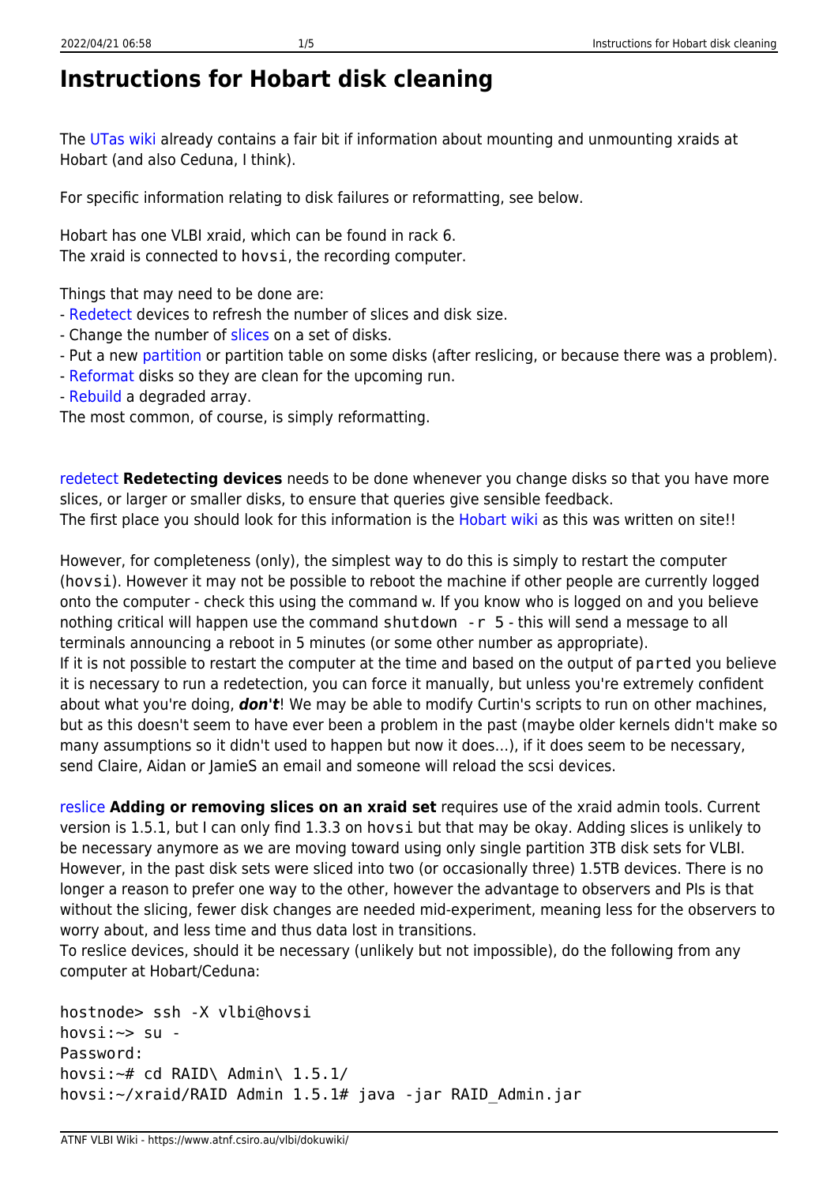# Instructions for Hobart disk cleaning

The UTas wiki already contains a fair bit if information about mounting and unmounting xraids at Hobart (and also Ceduna, I think).

For specific information relating to disk failures or reformatting, see below.

Hobart has one VLBI xraid, which can be found in rack 6.
The xraid is connected to `hovsi`, the recording computer.

Things that may need to be done are:
- Redetect devices to refresh the number of slices and disk size.
- Change the number of slices on a set of disks.
- Put a new partition or partition table on some disks (after reslicing, or because there was a problem).
- Reformat disks so they are clean for the upcoming run.
- Rebuild a degraded array.
The most common, of course, is simply reformatting.

redetect **Redetecting devices** needs to be done whenever you change disks so that you have more slices, or larger or smaller disks, to ensure that queries give sensible feedback.
The first place you should look for this information is the Hobart wiki as this was written on site!!

However, for completeness (only), the simplest way to do this is simply to restart the computer (`hovsi`). However it may not be possible to reboot the machine if other people are currently logged onto the computer - check this using the command w. If you know who is logged on and you believe nothing critical will happen use the command `shutdown -r 5` - this will send a message to all terminals announcing a reboot in 5 minutes (or some other number as appropriate).
If it is not possible to restart the computer at the time and based on the output of `parted` you believe it is necessary to run a redetection, you can force it manually, but unless you're extremely confident about what you're doing, ***don't***! We may be able to modify Curtin's scripts to run on other machines, but as this doesn't seem to have ever been a problem in the past (maybe older kernels didn't make so many assumptions so it didn't used to happen but now it does…), if it does seem to be necessary, send Claire, Aidan or JamieS an email and someone will reload the scsi devices.

reslice **Adding or removing slices on an xraid set** requires use of the xraid admin tools. Current version is 1.5.1, but I can only find 1.3.3 on `hovsi` but that may be okay. Adding slices is unlikely to be necessary anymore as we are moving toward using only single partition 3TB disk sets for VLBI. However, in the past disk sets were sliced into two (or occasionally three) 1.5TB devices. There is no longer a reason to prefer one way to the other, however the advantage to observers and PIs is that without the slicing, fewer disk changes are needed mid-experiment, meaning less for the observers to worry about, and less time and thus data lost in transitions.
To reslice devices, should it be necessary (unlikely but not impossible), do the following from any computer at Hobart/Ceduna:

```
hostnode> ssh -X vlbi@hovsi
hovsi:~> su -
Password:
hovsi:~# cd RAID\ Admin\ 1.5.1/
hovsi:~/xraid/RAID Admin 1.5.1# java -jar RAID_Admin.jar
```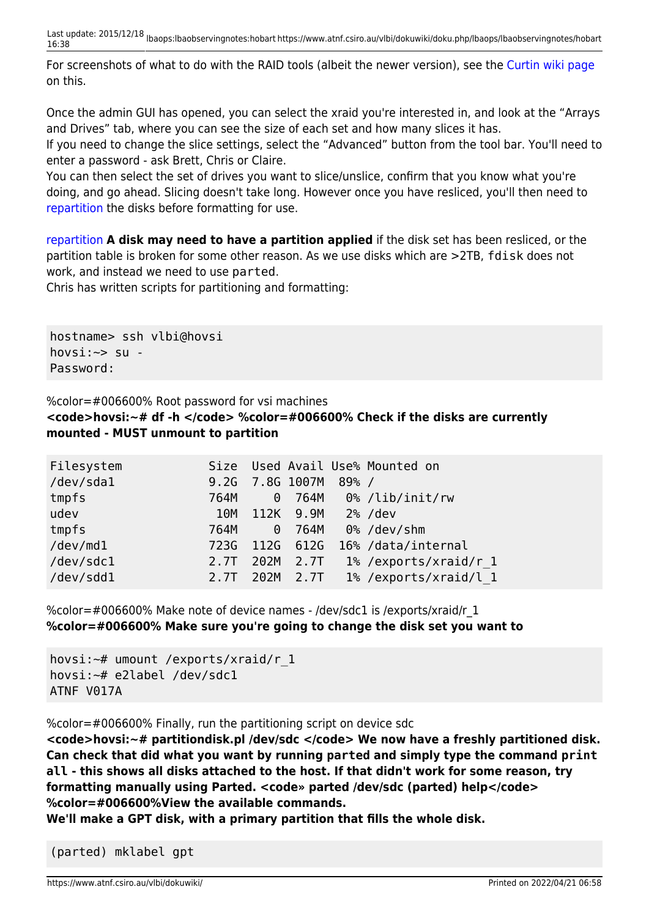For screenshots of what to do with the RAID tools (albeit the newer version), see the Curtin wiki page on this.

Once the admin GUI has opened, you can select the xraid you're interested in, and look at the "Arrays and Drives" tab, where you can see the size of each set and how many slices it has.
If you need to change the slice settings, select the "Advanced" button from the tool bar. You'll need to enter a password - ask Brett, Chris or Claire.
You can then select the set of drives you want to slice/unslice, confirm that you know what you're doing, and go ahead. Slicing doesn't take long. However once you have resliced, you'll then need to repartition the disks before formatting for use.

repartition **A disk may need to have a partition applied** if the disk set has been resliced, or the partition table is broken for some other reason. As we use disks which are >2TB, `fdisk` does not work, and instead we need to use `parted`.
Chris has written scripts for partitioning and formatting:

```
hostname> ssh vlbi@hovsi
hovsi:~> su -
Password:
```

%color=#006600% Root password for vsi machines
**<code>hovsi:~# df -h </code> %color=#006600% Check if the disks are currently mounted - MUST unmount to partition**

```
Filesystem            Size  Used Avail Use% Mounted on
/dev/sda1             9.2G  7.8G 1007M  89% /
tmpfs                 764M     0  764M   0% /lib/init/rw
udev                   10M  112K  9.9M   2% /dev
tmpfs                 764M     0  764M   0% /dev/shm
/dev/md1              723G  112G  612G  16% /data/internal
/dev/sdc1             2.7T  202M  2.7T   1% /exports/xraid/r_1
/dev/sdd1             2.7T  202M  2.7T   1% /exports/xraid/l_1
```

%color=#006600% Make note of device names - /dev/sdc1 is /exports/xraid/r_1
**%color=#006600% Make sure you're going to change the disk set you want to**

```
hovsi:~# umount /exports/xraid/r_1
hovsi:~# e2label /dev/sdc1
ATNF V017A
```

%color=#006600% Finally, run the partitioning script on device sdc
**<code>hovsi:~# partitiondisk.pl /dev/sdc </code> We now have a freshly partitioned disk. Can check that did what you want by running `parted` and simply type the command `print all` - this shows all disks attached to the host. If that didn't work for some reason, try formatting manually using Parted. <code» parted /dev/sdc (parted) help</code> %color=#006600%View the available commands.**
**We'll make a GPT disk, with a primary partition that fills the whole disk.**

```
(parted) mklabel gpt
```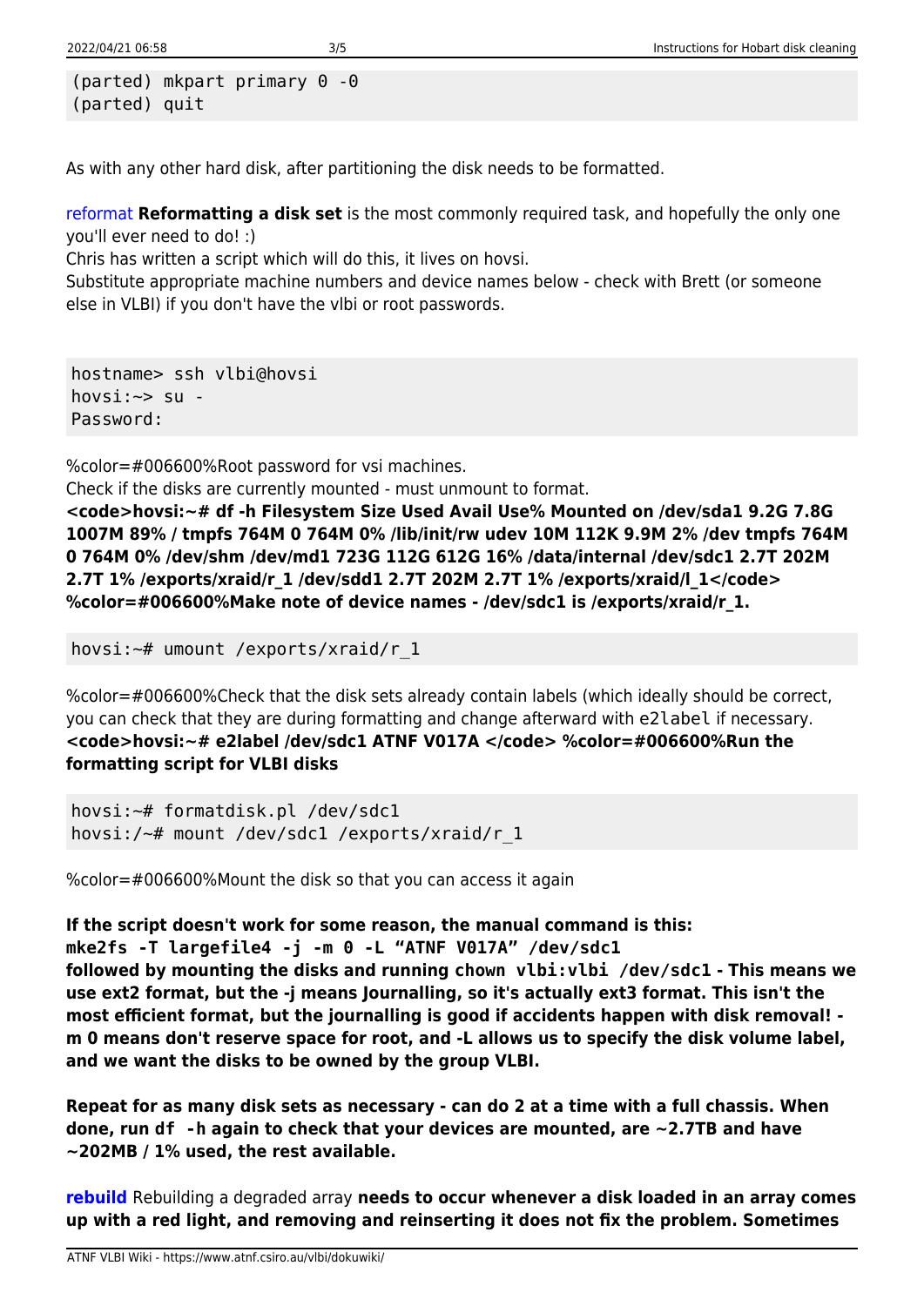```
(parted) mkpart primary 0 -0
(parted) quit
```

As with any other hard disk, after partitioning the disk needs to be formatted.

reformat **Reformatting a disk set** is the most commonly required task, and hopefully the only one you'll ever need to do! :)
Chris has written a script which will do this, it lives on hovsi.
Substitute appropriate machine numbers and device names below - check with Brett (or someone else in VLBI) if you don't have the vlbi or root passwords.

```
hostname> ssh vlbi@hovsi
hovsi:~> su -
Password:
```

%color=#006600%Root password for vsi machines.
Check if the disks are currently mounted - must unmount to format.
**<code>hovsi:~# df -h Filesystem Size Used Avail Use% Mounted on /dev/sda1 9.2G 7.8G 1007M 89% / tmpfs 764M 0 764M 0% /lib/init/rw udev 10M 112K 9.9M 2% /dev tmpfs 764M 0 764M 0% /dev/shm /dev/md1 723G 112G 612G 16% /data/internal /dev/sdc1 2.7T 202M 2.7T 1% /exports/xraid/r_1 /dev/sdd1 2.7T 202M 2.7T 1% /exports/xraid/l_1</code> %color=#006600%Make note of device names - /dev/sdc1 is /exports/xraid/r_1.**

```
hovsi:~# umount /exports/xraid/r_1
```

%color=#006600%Check that the disk sets already contain labels (which ideally should be correct, you can check that they are during formatting and change afterward with `e2label` if necessary.
**<code>hovsi:~# e2label /dev/sdc1 ATNF V017A </code> %color=#006600%Run the formatting script for VLBI disks**

```
hovsi:~# formatdisk.pl /dev/sdc1
hovsi:/~# mount /dev/sdc1 /exports/xraid/r_1
```

%color=#006600%Mount the disk so that you can access it again

**If the script doesn't work for some reason, the manual command is this:**
**`mke2fs -T largefile4 -j -m 0 -L "ATNF V017A" /dev/sdc1`**
**followed by mounting the disks and running `chown vlbi:vlbi /dev/sdc1` - This means we use ext2 format, but the -j means Journalling, so it's actually ext3 format. This isn't the most efficient format, but the journalling is good if accidents happen with disk removal! -m 0 means don't reserve space for root, and -L allows us to specify the disk volume label, and we want the disks to be owned by the group VLBI.**

**Repeat for as many disk sets as necessary - can do 2 at a time with a full chassis. When done, run `df -h` again to check that your devices are mounted, are ~2.7TB and have ~202MB / 1% used, the rest available.**

**rebuild** Rebuilding a degraded array **needs to occur whenever a disk loaded in an array comes up with a red light, and removing and reinserting it does not fix the problem. Sometimes**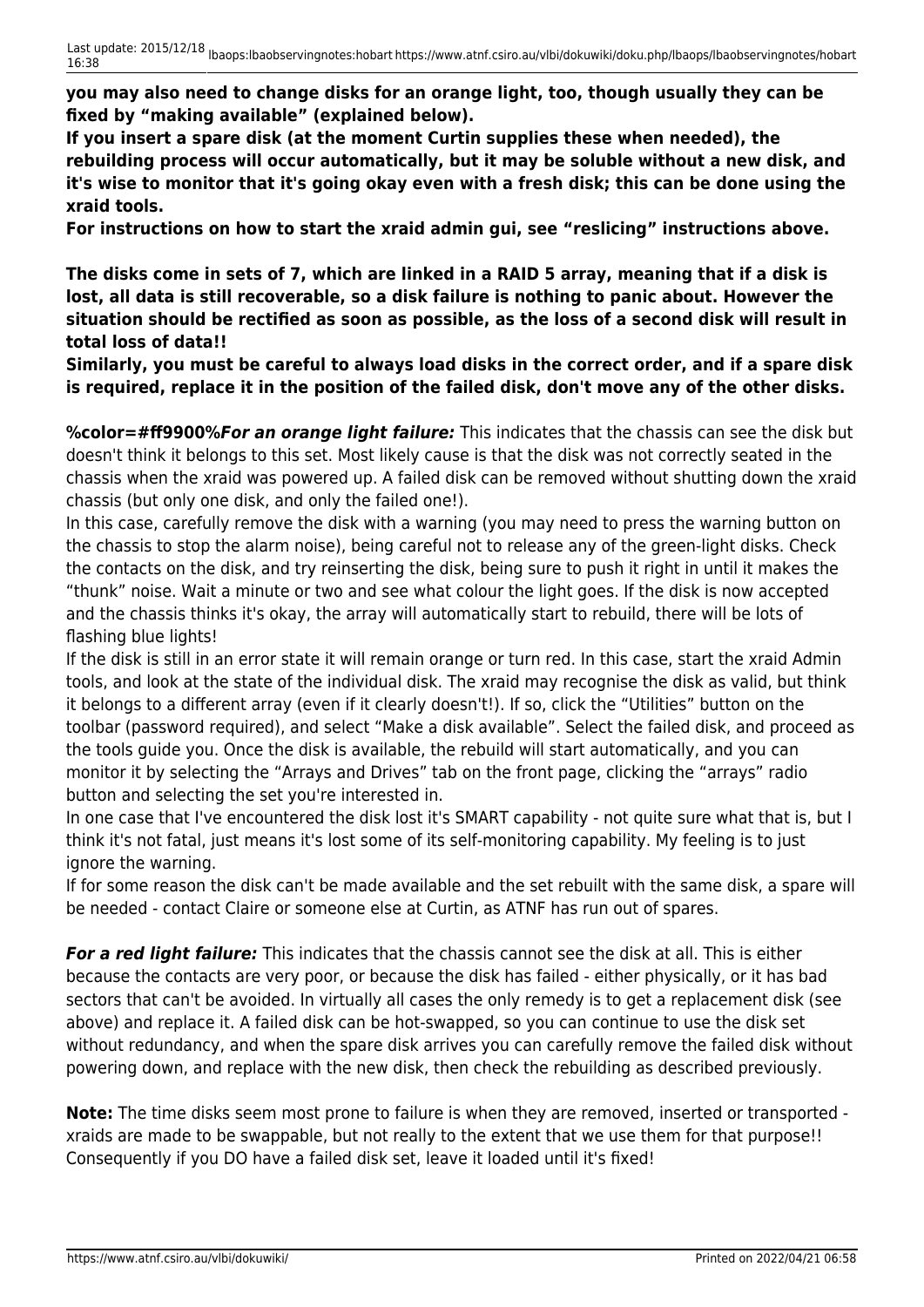**you may also need to change disks for an orange light, too, though usually they can be fixed by "making available" (explained below).**
**If you insert a spare disk (at the moment Curtin supplies these when needed), the rebuilding process will occur automatically, but it may be soluble without a new disk, and it's wise to monitor that it's going okay even with a fresh disk; this can be done using the xraid tools.**
**For instructions on how to start the xraid admin gui, see "reslicing" instructions above.**

**The disks come in sets of 7, which are linked in a RAID 5 array, meaning that if a disk is lost, all data is still recoverable, so a disk failure is nothing to panic about. However the situation should be rectified as soon as possible, as the loss of a second disk will result in total loss of data!!**
**Similarly, you must be careful to always load disks in the correct order, and if a spare disk is required, replace it in the position of the failed disk, don't move any of the other disks.**

**%color=#ff9900%*For an orange light failure:*** This indicates that the chassis can see the disk but doesn't think it belongs to this set. Most likely cause is that the disk was not correctly seated in the chassis when the xraid was powered up. A failed disk can be removed without shutting down the xraid chassis (but only one disk, and only the failed one!).
In this case, carefully remove the disk with a warning (you may need to press the warning button on the chassis to stop the alarm noise), being careful not to release any of the green-light disks. Check the contacts on the disk, and try reinserting the disk, being sure to push it right in until it makes the "thunk" noise. Wait a minute or two and see what colour the light goes. If the disk is now accepted and the chassis thinks it's okay, the array will automatically start to rebuild, there will be lots of flashing blue lights!
If the disk is still in an error state it will remain orange or turn red. In this case, start the xraid Admin tools, and look at the state of the individual disk. The xraid may recognise the disk as valid, but think it belongs to a different array (even if it clearly doesn't!). If so, click the "Utilities" button on the toolbar (password required), and select "Make a disk available". Select the failed disk, and proceed as the tools guide you. Once the disk is available, the rebuild will start automatically, and you can monitor it by selecting the "Arrays and Drives" tab on the front page, clicking the "arrays" radio button and selecting the set you're interested in.
In one case that I've encountered the disk lost it's SMART capability - not quite sure what that is, but I think it's not fatal, just means it's lost some of its self-monitoring capability. My feeling is to just ignore the warning.
If for some reason the disk can't be made available and the set rebuilt with the same disk, a spare will be needed - contact Claire or someone else at Curtin, as ATNF has run out of spares.

***For a red light failure:*** This indicates that the chassis cannot see the disk at all. This is either because the contacts are very poor, or because the disk has failed - either physically, or it has bad sectors that can't be avoided. In virtually all cases the only remedy is to get a replacement disk (see above) and replace it. A failed disk can be hot-swapped, so you can continue to use the disk set without redundancy, and when the spare disk arrives you can carefully remove the failed disk without powering down, and replace with the new disk, then check the rebuilding as described previously.

**Note:** The time disks seem most prone to failure is when they are removed, inserted or transported - xraids are made to be swappable, but not really to the extent that we use them for that purpose!! Consequently if you DO have a failed disk set, leave it loaded until it's fixed!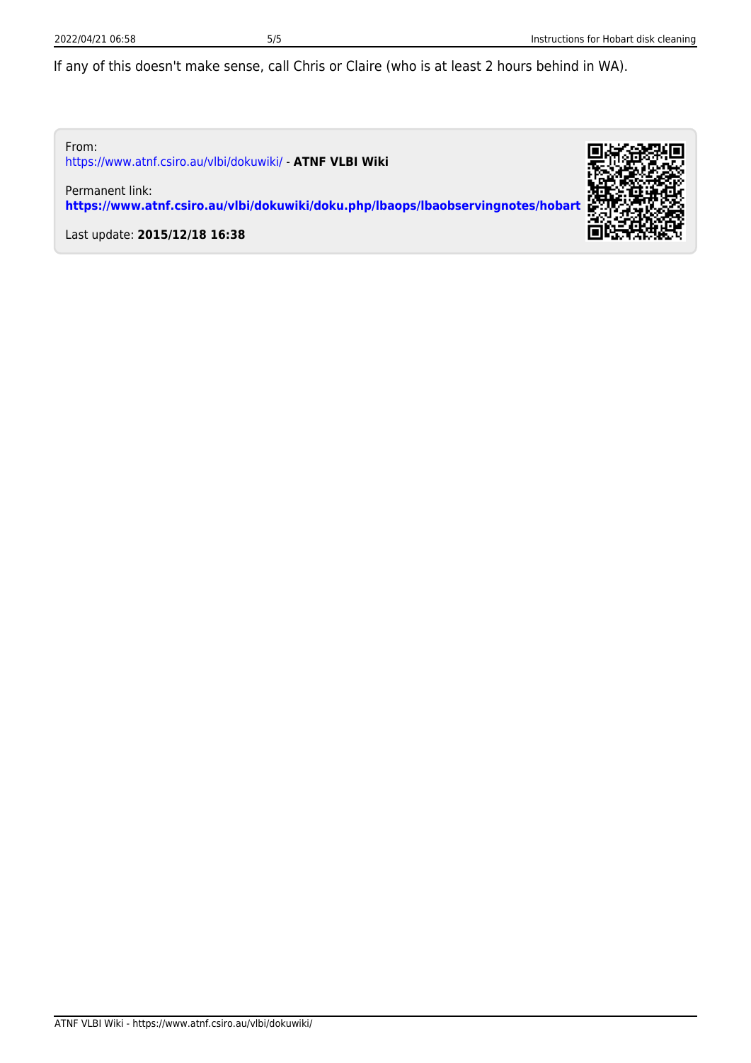If any of this doesn't make sense, call Chris or Claire (who is at least 2 hours behind in WA).

From:
https://www.atnf.csiro.au/vlbi/dokuwiki/ - **ATNF VLBI Wiki**

Permanent link:
**https://www.atnf.csiro.au/vlbi/dokuwiki/doku.php/lbaops/lbaobservingnotes/hobart**

Last update: **2015/12/18 16:38**